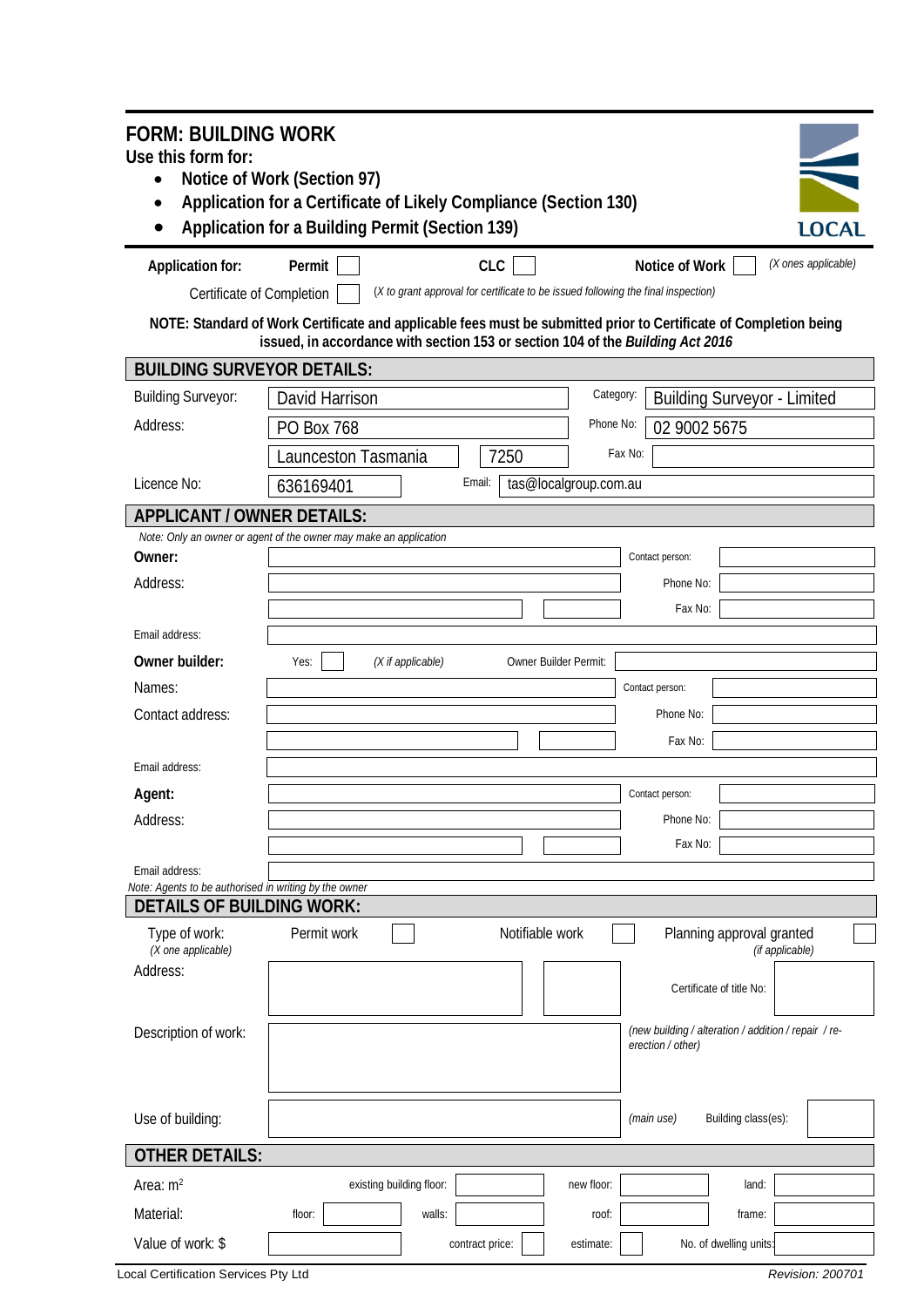# FORM: BUILDING WORK

**Use this form for:**

- **Notice of Work (Section 97)**
- **Application for a Certificate of Likely Compliance (Section 130)**
- **Application for a Building Permit (Section 139)**

LOCAL

**Application for:** **Permit** ☐ **CLC** ☐ **Notice of Work** ☐ *(X ones applicable)*

Certificate of Completion ☐ *(X to grant approval for certificate to be issued following the final inspection)*

**NOTE: Standard of Work Certificate and applicable fees must be submitted prior to Certificate of Completion being issued, in accordance with section 153 or section 104 of the *Building Act 2016***

## BUILDING SURVEYOR DETAILS:

| | | | |
|---|---|---|---|
| Building Surveyor: | David Harrison | Category: | Building Surveyor - Limited |
| Address: | PO Box 768 | Phone No: | 02 9002 5675 |
| | Launceston Tasmania 7250 | Fax No: | |
| Licence No: | 636169401 | Email: | tas@localgroup.com.au |

## APPLICANT / OWNER DETAILS:

*Note: Only an owner or agent of the owner may make an application*

| | | | |
|---|---|---|---|
| **Owner:** | | Contact person: | |
| Address: | | Phone No: | |
| | | Fax No: | |
| Email address: | | | |
| **Owner builder:** | Yes: ☐ *(X if applicable)* | Owner Builder Permit: | |
| Names: | | Contact person: | |
| Contact address: | | Phone No: | |
| | | Fax No: | |
| Email address: | | | |
| **Agent:** | | Contact person: | |
| Address: | | Phone No: | |
| | | Fax No: | |
| Email address: | | | |

*Note: Agents to be authorised in writing by the owner*

## DETAILS OF BUILDING WORK:

Type of work: *(X one applicable)* Permit work ☐ Notifiable work ☐ Planning approval granted *(if applicable)* ☐

| | | | |
|---|---|---|---|
| Address: | | Certificate of title No: | |
| Description of work: | | *(new building / alteration / addition / repair / re-erection / other)* | |
| Use of building: | | *(main use)* Building class(es): | |

## OTHER DETAILS:

| | | | | | | | |
|---|---|---|---|---|---|---|---|
| Area: $m^2$ | existing building floor: | | new floor: | | land: | | |
| Material: | floor: | | walls: | | roof: | | frame: |
| Value of work: $ | | contract price: ☐ | estimate: ☐ | No. of dwelling units: | | | |

Local Certification Services Pty Ltd

*Revision: 200701*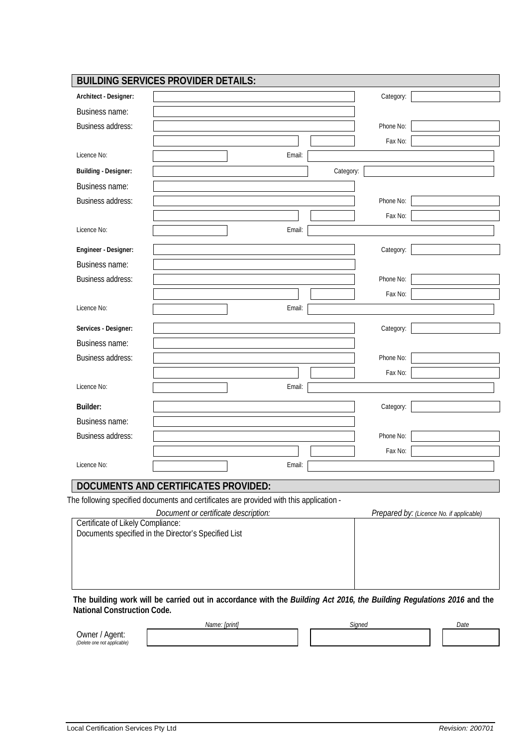## BUILDING SERVICES PROVIDER DETAILS:

| | | | |
|---|---|---|---|
| **Architect - Designer:** | | Category: | |
| Business name: | | | |
| Business address: | | Phone No: | |
| | | Fax No: | |
| Licence No: | | Email: | |
| **Building - Designer:** | | Category: | |
| Business name: | | | |
| Business address: | | Phone No: | |
| | | Fax No: | |
| Licence No: | | Email: | |
| **Engineer - Designer:** | | Category: | |
| Business name: | | | |
| Business address: | | Phone No: | |
| | | Fax No: | |
| Licence No: | | Email: | |
| **Services - Designer:** | | Category: | |
| Business name: | | | |
| Business address: | | Phone No: | |
| | | Fax No: | |
| Licence No: | | Email: | |
| **Builder:** | | Category: | |
| Business name: | | | |
| Business address: | | Phone No: | |
| | | Fax No: | |
| Licence No: | | Email: | |

## DOCUMENTS AND CERTIFICATES PROVIDED:

The following specified documents and certificates are provided with this application -

| *Document or certificate description:* | *Prepared by: (Licence No. if applicable)* |
|---|---|
| Certificate of Likely Compliance:<br>Documents specified in the Director's Specified List | |

**The building work will be carried out in accordance with the *Building Act 2016, the Building Regulations 2016* and the National Construction Code.**

| | *Name: [print]* | *Signed* | *Date* |
|---|---|---|---|
| Owner / Agent:<br>*(Delete one not applicable)* | | | |